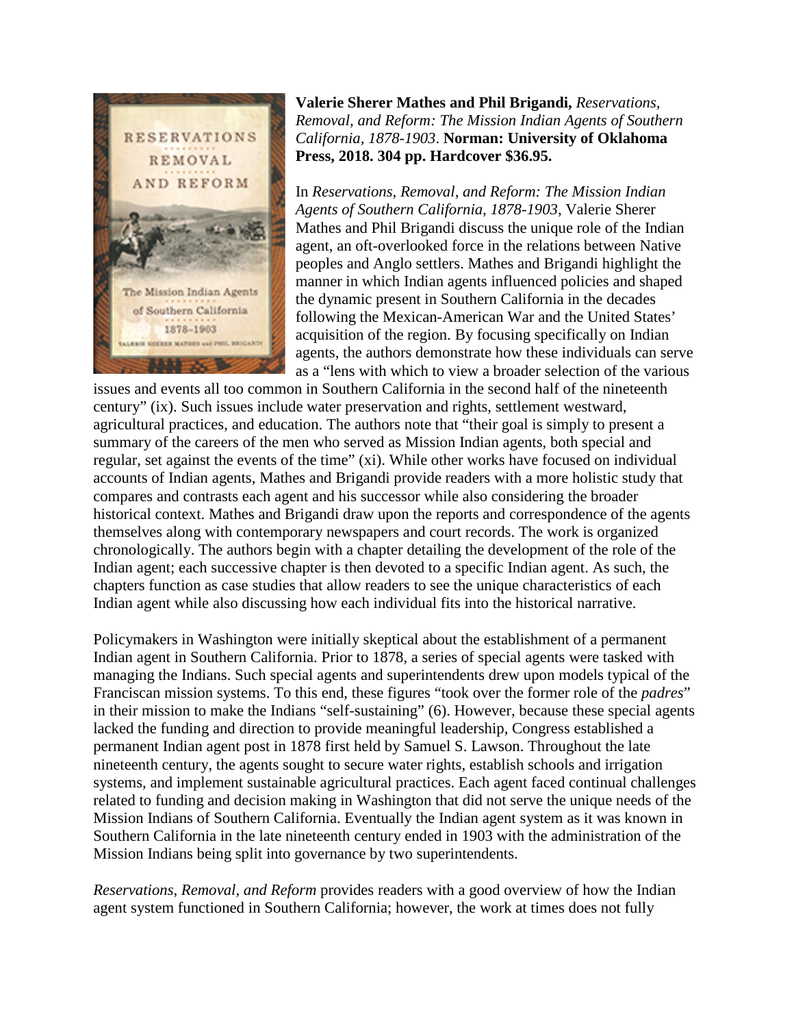**Valerie Sherer Mathes and Phil Brigandi,** *Reservations, Removal, and Reform: The Mission Indian Agents of Southern California, 1878-1903*. **Norman: University of Oklahoma Press, 2018. 304 pp. Hardcover $36.95.**

In *Reservations, Removal, and Reform: The Mission Indian Agents of Southern California, 1878-1903*, Valerie Sherer Mathes and Phil Brigandi discuss the unique role of the Indian agent, an oft-overlooked force in the relations between Native peoples and Anglo settlers. Mathes and Brigandi highlight the manner in which Indian agents influenced policies and shaped the dynamic present in Southern California in the decades following the Mexican-American War and the United States' acquisition of the region. By focusing specifically on Indian agents, the authors demonstrate how these individuals can serve as a "lens with which to view a broader selection of the various issues and events all too common in Southern California in the second half of the nineteenth century" (ix). Such issues include water preservation and rights, settlement westward, agricultural practices, and education. The authors note that "their goal is simply to present a summary of the careers of the men who served as Mission Indian agents, both special and regular, set against the events of the time" (xi). While other works have focused on individual accounts of Indian agents, Mathes and Brigandi provide readers with a more holistic study that compares and contrasts each agent and his successor while also considering the broader historical context. Mathes and Brigandi draw upon the reports and correspondence of the agents themselves along with contemporary newspapers and court records. The work is organized chronologically. The authors begin with a chapter detailing the development of the role of the Indian agent; each successive chapter is then devoted to a specific Indian agent. As such, the chapters function as case studies that allow readers to see the unique characteristics of each Indian agent while also discussing how each individual fits into the historical narrative.

Policymakers in Washington were initially skeptical about the establishment of a permanent Indian agent in Southern California. Prior to 1878, a series of special agents were tasked with managing the Indians. Such special agents and superintendents drew upon models typical of the Franciscan mission systems. To this end, these figures "took over the former role of the *padres*" in their mission to make the Indians "self-sustaining" (6). However, because these special agents lacked the funding and direction to provide meaningful leadership, Congress established a permanent Indian agent post in 1878 first held by Samuel S. Lawson. Throughout the late nineteenth century, the agents sought to secure water rights, establish schools and irrigation systems, and implement sustainable agricultural practices. Each agent faced continual challenges related to funding and decision making in Washington that did not serve the unique needs of the Mission Indians of Southern California. Eventually the Indian agent system as it was known in Southern California in the late nineteenth century ended in 1903 with the administration of the Mission Indians being split into governance by two superintendents.

*Reservations, Removal, and Reform* provides readers with a good overview of how the Indian agent system functioned in Southern California; however, the work at times does not fully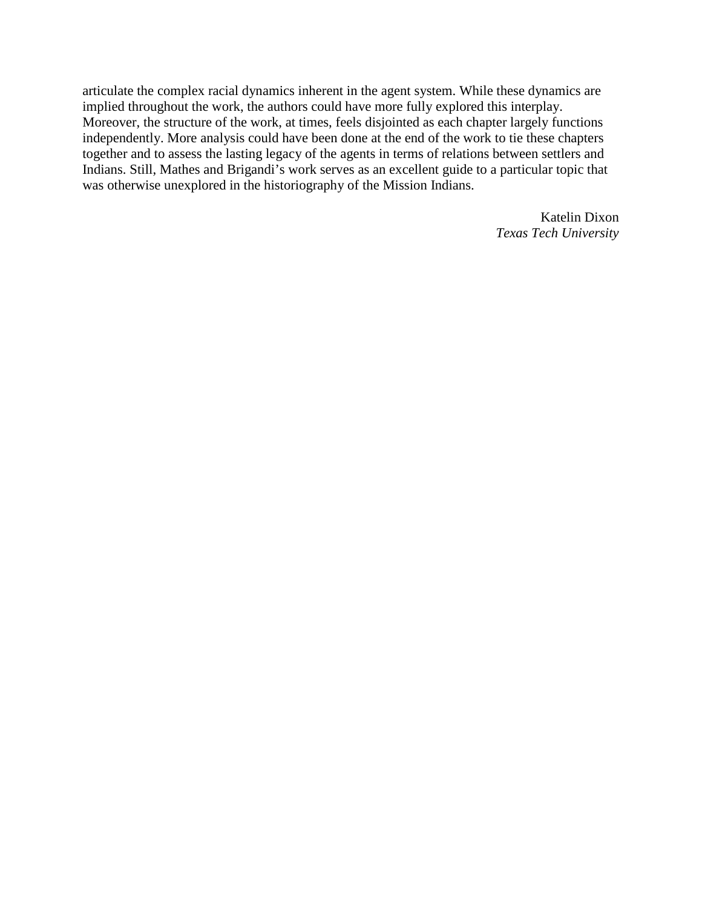articulate the complex racial dynamics inherent in the agent system. While these dynamics are implied throughout the work, the authors could have more fully explored this interplay. Moreover, the structure of the work, at times, feels disjointed as each chapter largely functions independently. More analysis could have been done at the end of the work to tie these chapters together and to assess the lasting legacy of the agents in terms of relations between settlers and Indians. Still, Mathes and Brigandi's work serves as an excellent guide to a particular topic that was otherwise unexplored in the historiography of the Mission Indians.

Katelin Dixon
*Texas Tech University*